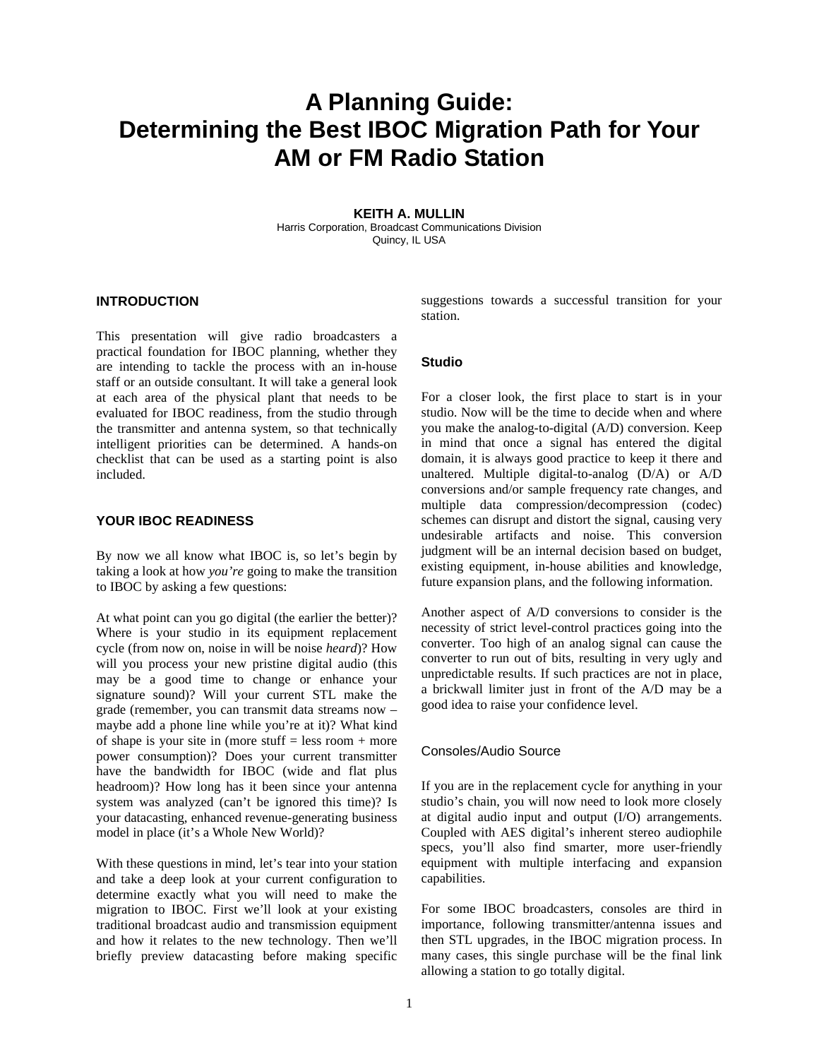# A Planning Guide: Determining the Best IBOC Migration Path for Your AM or FM Radio Station

**KEITH A. MULLIN**
Harris Corporation, Broadcast Communications Division
Quincy, IL USA

## INTRODUCTION

This presentation will give radio broadcasters a practical foundation for IBOC planning, whether they are intending to tackle the process with an in-house staff or an outside consultant. It will take a general look at each area of the physical plant that needs to be evaluated for IBOC readiness, from the studio through the transmitter and antenna system, so that technically intelligent priorities can be determined. A hands-on checklist that can be used as a starting point is also included.

## YOUR IBOC READINESS

By now we all know what IBOC is, so let's begin by taking a look at how *you're* going to make the transition to IBOC by asking a few questions:

At what point can you go digital (the earlier the better)? Where is your studio in its equipment replacement cycle (from now on, noise in will be noise *heard*)? How will you process your new pristine digital audio (this may be a good time to change or enhance your signature sound)? Will your current STL make the grade (remember, you can transmit data streams now – maybe add a phone line while you're at it)? What kind of shape is your site in (more stuff = less room + more power consumption)? Does your current transmitter have the bandwidth for IBOC (wide and flat plus headroom)? How long has it been since your antenna system was analyzed (can't be ignored this time)? Is your datacasting, enhanced revenue-generating business model in place (it's a Whole New World)?

With these questions in mind, let's tear into your station and take a deep look at your current configuration to determine exactly what you will need to make the migration to IBOC. First we'll look at your existing traditional broadcast audio and transmission equipment and how it relates to the new technology. Then we'll briefly preview datacasting before making specific suggestions towards a successful transition for your station.

### Studio

For a closer look, the first place to start is in your studio. Now will be the time to decide when and where you make the analog-to-digital (A/D) conversion. Keep in mind that once a signal has entered the digital domain, it is always good practice to keep it there and unaltered. Multiple digital-to-analog (D/A) or A/D conversions and/or sample frequency rate changes, and multiple data compression/decompression (codec) schemes can disrupt and distort the signal, causing very undesirable artifacts and noise. This conversion judgment will be an internal decision based on budget, existing equipment, in-house abilities and knowledge, future expansion plans, and the following information.

Another aspect of A/D conversions to consider is the necessity of strict level-control practices going into the converter. Too high of an analog signal can cause the converter to run out of bits, resulting in very ugly and unpredictable results. If such practices are not in place, a brickwall limiter just in front of the A/D may be a good idea to raise your confidence level.

#### Consoles/Audio Source

If you are in the replacement cycle for anything in your studio's chain, you will now need to look more closely at digital audio input and output (I/O) arrangements. Coupled with AES digital's inherent stereo audiophile specs, you'll also find smarter, more user-friendly equipment with multiple interfacing and expansion capabilities.

For some IBOC broadcasters, consoles are third in importance, following transmitter/antenna issues and then STL upgrades, in the IBOC migration process. In many cases, this single purchase will be the final link allowing a station to go totally digital.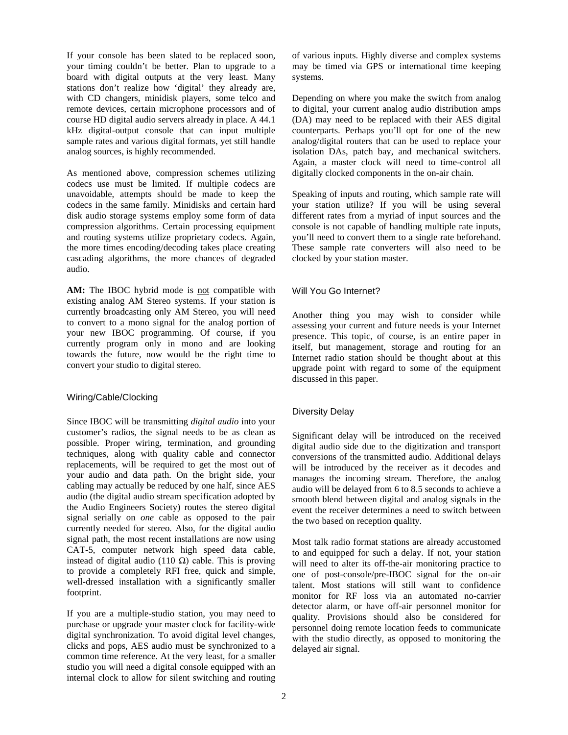If your console has been slated to be replaced soon, your timing couldn't be better. Plan to upgrade to a board with digital outputs at the very least. Many stations don't realize how 'digital' they already are, with CD changers, minidisk players, some telco and remote devices, certain microphone processors and of course HD digital audio servers already in place. A 44.1 kHz digital-output console that can input multiple sample rates and various digital formats, yet still handle analog sources, is highly recommended.

As mentioned above, compression schemes utilizing codecs use must be limited. If multiple codecs are unavoidable, attempts should be made to keep the codecs in the same family. Minidisks and certain hard disk audio storage systems employ some form of data compression algorithms. Certain processing equipment and routing systems utilize proprietary codecs. Again, the more times encoding/decoding takes place creating cascading algorithms, the more chances of degraded audio.

**AM:** The IBOC hybrid mode is not compatible with existing analog AM Stereo systems. If your station is currently broadcasting only AM Stereo, you will need to convert to a mono signal for the analog portion of your new IBOC programming. Of course, if you currently program only in mono and are looking towards the future, now would be the right time to convert your studio to digital stereo.

## Wiring/Cable/Clocking

Since IBOC will be transmitting *digital audio* into your customer's radios, the signal needs to be as clean as possible. Proper wiring, termination, and grounding techniques, along with quality cable and connector replacements, will be required to get the most out of your audio and data path. On the bright side, your cabling may actually be reduced by one half, since AES audio (the digital audio stream specification adopted by the Audio Engineers Society) routes the stereo digital signal serially on *one* cable as opposed to the pair currently needed for stereo. Also, for the digital audio signal path, the most recent installations are now using CAT-5, computer network high speed data cable, instead of digital audio (110 $\Omega$) cable. This is proving to provide a completely RFI free, quick and simple, well-dressed installation with a significantly smaller footprint.

If you are a multiple-studio station, you may need to purchase or upgrade your master clock for facility-wide digital synchronization. To avoid digital level changes, clicks and pops, AES audio must be synchronized to a common time reference. At the very least, for a smaller studio you will need a digital console equipped with an internal clock to allow for silent switching and routing of various inputs. Highly diverse and complex systems may be timed via GPS or international time keeping systems.

Depending on where you make the switch from analog to digital, your current analog audio distribution amps (DA) may need to be replaced with their AES digital counterparts. Perhaps you'll opt for one of the new analog/digital routers that can be used to replace your isolation DAs, patch bay, and mechanical switchers. Again, a master clock will need to time-control all digitally clocked components in the on-air chain.

Speaking of inputs and routing, which sample rate will your station utilize? If you will be using several different rates from a myriad of input sources and the console is not capable of handling multiple rate inputs, you'll need to convert them to a single rate beforehand. These sample rate converters will also need to be clocked by your station master.

## Will You Go Internet?

Another thing you may wish to consider while assessing your current and future needs is your Internet presence. This topic, of course, is an entire paper in itself, but management, storage and routing for an Internet radio station should be thought about at this upgrade point with regard to some of the equipment discussed in this paper.

## Diversity Delay

Significant delay will be introduced on the received digital audio side due to the digitization and transport conversions of the transmitted audio. Additional delays will be introduced by the receiver as it decodes and manages the incoming stream. Therefore, the analog audio will be delayed from 6 to 8.5 seconds to achieve a smooth blend between digital and analog signals in the event the receiver determines a need to switch between the two based on reception quality.

Most talk radio format stations are already accustomed to and equipped for such a delay. If not, your station will need to alter its off-the-air monitoring practice to one of post-console/pre-IBOC signal for the on-air talent. Most stations will still want to confidence monitor for RF loss via an automated no-carrier detector alarm, or have off-air personnel monitor for quality. Provisions should also be considered for personnel doing remote location feeds to communicate with the studio directly, as opposed to monitoring the delayed air signal.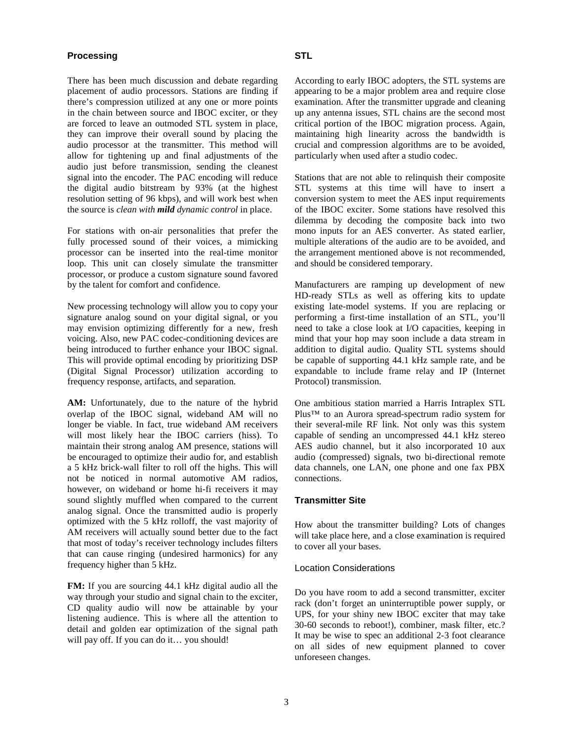## Processing

There has been much discussion and debate regarding placement of audio processors. Stations are finding if there's compression utilized at any one or more points in the chain between source and IBOC exciter, or they are forced to leave an outmoded STL system in place, they can improve their overall sound by placing the audio processor at the transmitter. This method will allow for tightening up and final adjustments of the audio just before transmission, sending the cleanest signal into the encoder. The PAC encoding will reduce the digital audio bitstream by 93% (at the highest resolution setting of 96 kbps), and will work best when the source is *clean with **mild** dynamic control* in place.

For stations with on-air personalities that prefer the fully processed sound of their voices, a mimicking processor can be inserted into the real-time monitor loop. This unit can closely simulate the transmitter processor, or produce a custom signature sound favored by the talent for comfort and confidence.

New processing technology will allow you to copy your signature analog sound on your digital signal, or you may envision optimizing differently for a new, fresh voicing. Also, new PAC codec-conditioning devices are being introduced to further enhance your IBOC signal. This will provide optimal encoding by prioritizing DSP (Digital Signal Processor) utilization according to frequency response, artifacts, and separation.

**AM:** Unfortunately, due to the nature of the hybrid overlap of the IBOC signal, wideband AM will no longer be viable. In fact, true wideband AM receivers will most likely hear the IBOC carriers (hiss). To maintain their strong analog AM presence, stations will be encouraged to optimize their audio for, and establish a 5 kHz brick-wall filter to roll off the highs. This will not be noticed in normal automotive AM radios, however, on wideband or home hi-fi receivers it may sound slightly muffled when compared to the current analog signal. Once the transmitted audio is properly optimized with the 5 kHz rolloff, the vast majority of AM receivers will actually sound better due to the fact that most of today's receiver technology includes filters that can cause ringing (undesired harmonics) for any frequency higher than 5 kHz.

**FM:** If you are sourcing 44.1 kHz digital audio all the way through your studio and signal chain to the exciter, CD quality audio will now be attainable by your listening audience. This is where all the attention to detail and golden ear optimization of the signal path will pay off. If you can do it… you should!

## STL

According to early IBOC adopters, the STL systems are appearing to be a major problem area and require close examination. After the transmitter upgrade and cleaning up any antenna issues, STL chains are the second most critical portion of the IBOC migration process. Again, maintaining high linearity across the bandwidth is crucial and compression algorithms are to be avoided, particularly when used after a studio codec.

Stations that are not able to relinquish their composite STL systems at this time will have to insert a conversion system to meet the AES input requirements of the IBOC exciter. Some stations have resolved this dilemma by decoding the composite back into two mono inputs for an AES converter. As stated earlier, multiple alterations of the audio are to be avoided, and the arrangement mentioned above is not recommended, and should be considered temporary.

Manufacturers are ramping up development of new HD-ready STLs as well as offering kits to update existing late-model systems. If you are replacing or performing a first-time installation of an STL, you'll need to take a close look at I/O capacities, keeping in mind that your hop may soon include a data stream in addition to digital audio. Quality STL systems should be capable of supporting 44.1 kHz sample rate, and be expandable to include frame relay and IP (Internet Protocol) transmission.

One ambitious station married a Harris Intraplex STL Plus™ to an Aurora spread-spectrum radio system for their several-mile RF link. Not only was this system capable of sending an uncompressed 44.1 kHz stereo AES audio channel, but it also incorporated 10 aux audio (compressed) signals, two bi-directional remote data channels, one LAN, one phone and one fax PBX connections.

## Transmitter Site

How about the transmitter building? Lots of changes will take place here, and a close examination is required to cover all your bases.

### Location Considerations

Do you have room to add a second transmitter, exciter rack (don't forget an uninterruptible power supply, or UPS, for your shiny new IBOC exciter that may take 30-60 seconds to reboot!), combiner, mask filter, etc.? It may be wise to spec an additional 2-3 foot clearance on all sides of new equipment planned to cover unforeseen changes.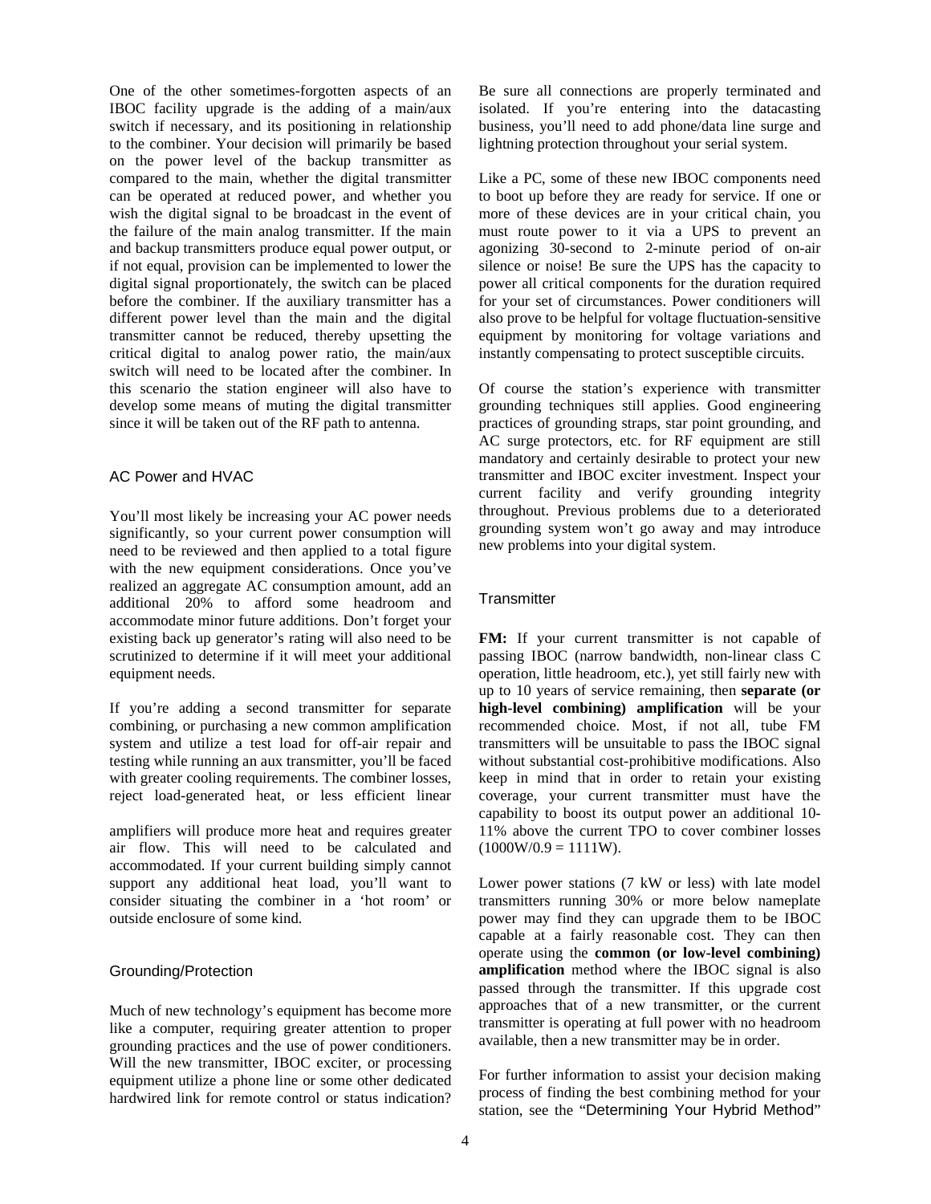One of the other sometimes-forgotten aspects of an IBOC facility upgrade is the adding of a main/aux switch if necessary, and its positioning in relationship to the combiner. Your decision will primarily be based on the power level of the backup transmitter as compared to the main, whether the digital transmitter can be operated at reduced power, and whether you wish the digital signal to be broadcast in the event of the failure of the main analog transmitter. If the main and backup transmitters produce equal power output, or if not equal, provision can be implemented to lower the digital signal proportionately, the switch can be placed before the combiner. If the auxiliary transmitter has a different power level than the main and the digital transmitter cannot be reduced, thereby upsetting the critical digital to analog power ratio, the main/aux switch will need to be located after the combiner. In this scenario the station engineer will also have to develop some means of muting the digital transmitter since it will be taken out of the RF path to antenna.

## AC Power and HVAC

You'll most likely be increasing your AC power needs significantly, so your current power consumption will need to be reviewed and then applied to a total figure with the new equipment considerations. Once you've realized an aggregate AC consumption amount, add an additional 20% to afford some headroom and accommodate minor future additions. Don't forget your existing back up generator's rating will also need to be scrutinized to determine if it will meet your additional equipment needs.

If you're adding a second transmitter for separate combining, or purchasing a new common amplification system and utilize a test load for off-air repair and testing while running an aux transmitter, you'll be faced with greater cooling requirements. The combiner losses, reject load-generated heat, or less efficient linear amplifiers will produce more heat and requires greater air flow. This will need to be calculated and accommodated. If your current building simply cannot support any additional heat load, you'll want to consider situating the combiner in a 'hot room' or outside enclosure of some kind.

## Grounding/Protection

Much of new technology's equipment has become more like a computer, requiring greater attention to proper grounding practices and the use of power conditioners. Will the new transmitter, IBOC exciter, or processing equipment utilize a phone line or some other dedicated hardwired link for remote control or status indication? Be sure all connections are properly terminated and isolated. If you're entering into the datacasting business, you'll need to add phone/data line surge and lightning protection throughout your serial system.

Like a PC, some of these new IBOC components need to boot up before they are ready for service. If one or more of these devices are in your critical chain, you must route power to it via a UPS to prevent an agonizing 30-second to 2-minute period of on-air silence or noise! Be sure the UPS has the capacity to power all critical components for the duration required for your set of circumstances. Power conditioners will also prove to be helpful for voltage fluctuation-sensitive equipment by monitoring for voltage variations and instantly compensating to protect susceptible circuits.

Of course the station's experience with transmitter grounding techniques still applies. Good engineering practices of grounding straps, star point grounding, and AC surge protectors, etc. for RF equipment are still mandatory and certainly desirable to protect your new transmitter and IBOC exciter investment. Inspect your current facility and verify grounding integrity throughout. Previous problems due to a deteriorated grounding system won't go away and may introduce new problems into your digital system.

## Transmitter

**FM:** If your current transmitter is not capable of passing IBOC (narrow bandwidth, non-linear class C operation, little headroom, etc.), yet still fairly new with up to 10 years of service remaining, then **separate (or high-level combining) amplification** will be your recommended choice. Most, if not all, tube FM transmitters will be unsuitable to pass the IBOC signal without substantial cost-prohibitive modifications. Also keep in mind that in order to retain your existing coverage, your current transmitter must have the capability to boost its output power an additional 10-11% above the current TPO to cover combiner losses (1000W/0.9 = 1111W).

Lower power stations (7 kW or less) with late model transmitters running 30% or more below nameplate power may find they can upgrade them to be IBOC capable at a fairly reasonable cost. They can then operate using the **common (or low-level combining) amplification** method where the IBOC signal is also passed through the transmitter. If this upgrade cost approaches that of a new transmitter, or the current transmitter is operating at full power with no headroom available, then a new transmitter may be in order.

For further information to assist your decision making process of finding the best combining method for your station, see the "Determining Your Hybrid Method"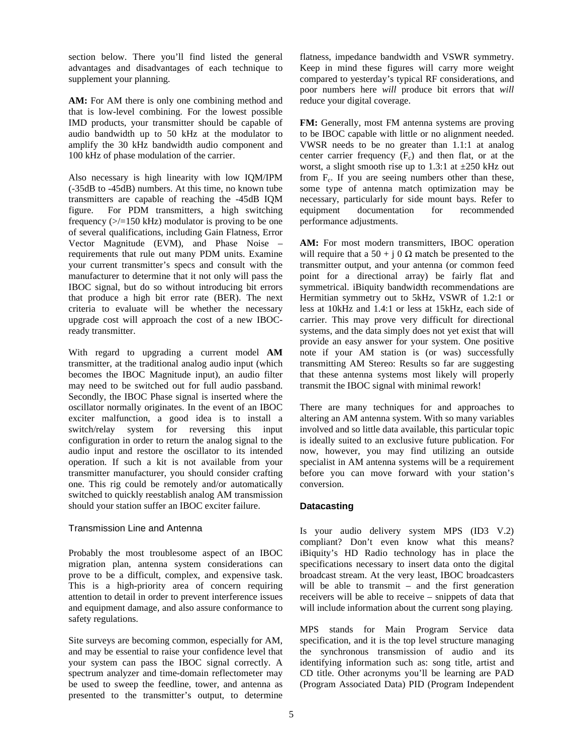section below. There you'll find listed the general advantages and disadvantages of each technique to supplement your planning.

**AM:** For AM there is only one combining method and that is low-level combining. For the lowest possible IMD products, your transmitter should be capable of audio bandwidth up to 50 kHz at the modulator to amplify the 30 kHz bandwidth audio component and 100 kHz of phase modulation of the carrier.

Also necessary is high linearity with low IQM/IPM (-35dB to -45dB) numbers. At this time, no known tube transmitters are capable of reaching the -45dB IQM figure. For PDM transmitters, a high switching frequency (>/=150 kHz) modulator is proving to be one of several qualifications, including Gain Flatness, Error Vector Magnitude (EVM), and Phase Noise – requirements that rule out many PDM units. Examine your current transmitter's specs and consult with the manufacturer to determine that it not only will pass the IBOC signal, but do so without introducing bit errors that produce a high bit error rate (BER). The next criteria to evaluate will be whether the necessary upgrade cost will approach the cost of a new IBOC-ready transmitter.

With regard to upgrading a current model **AM** transmitter, at the traditional analog audio input (which becomes the IBOC Magnitude input), an audio filter may need to be switched out for full audio passband. Secondly, the IBOC Phase signal is inserted where the oscillator normally originates. In the event of an IBOC exciter malfunction, a good idea is to install a switch/relay system for reversing this input configuration in order to return the analog signal to the audio input and restore the oscillator to its intended operation. If such a kit is not available from your transmitter manufacturer, you should consider crafting one. This rig could be remotely and/or automatically switched to quickly reestablish analog AM transmission should your station suffer an IBOC exciter failure.

### Transmission Line and Antenna

Probably the most troublesome aspect of an IBOC migration plan, antenna system considerations can prove to be a difficult, complex, and expensive task. This is a high-priority area of concern requiring attention to detail in order to prevent interference issues and equipment damage, and also assure conformance to safety regulations.

Site surveys are becoming common, especially for AM, and may be essential to raise your confidence level that your system can pass the IBOC signal correctly. A spectrum analyzer and time-domain reflectometer may be used to sweep the feedline, tower, and antenna as presented to the transmitter's output, to determine flatness, impedance bandwidth and VSWR symmetry. Keep in mind these figures will carry more weight compared to yesterday's typical RF considerations, and poor numbers here *will* produce bit errors that *will* reduce your digital coverage.

**FM:** Generally, most FM antenna systems are proving to be IBOC capable with little or no alignment needed. VWSR needs to be no greater than 1.1:1 at analog center carrier frequency ($F_c$) and then flat, or at the worst, a slight smooth rise up to 1.3:1 at ±250 kHz out from $F_c$. If you are seeing numbers other than these, some type of antenna match optimization may be necessary, particularly for side mount bays. Refer to equipment documentation for recommended performance adjustments.

**AM:** For most modern transmitters, IBOC operation will require that a $50 + j\,0\ \Omega$ match be presented to the transmitter output, and your antenna (or common feed point for a directional array) be fairly flat and symmetrical. iBiquity bandwidth recommendations are Hermitian symmetry out to 5kHz, VSWR of 1.2:1 or less at 10kHz and 1.4:1 or less at 15kHz, each side of carrier. This may prove very difficult for directional systems, and the data simply does not yet exist that will provide an easy answer for your system. One positive note if your AM station is (or was) successfully transmitting AM Stereo: Results so far are suggesting that these antenna systems most likely will properly transmit the IBOC signal with minimal rework!

There are many techniques for and approaches to altering an AM antenna system. With so many variables involved and so little data available, this particular topic is ideally suited to an exclusive future publication. For now, however, you may find utilizing an outside specialist in AM antenna systems will be a requirement before you can move forward with your station's conversion.

### Datacasting

Is your audio delivery system MPS (ID3 V.2) compliant? Don't even know what this means? iBiquity's HD Radio technology has in place the specifications necessary to insert data onto the digital broadcast stream. At the very least, IBOC broadcasters will be able to transmit – and the first generation receivers will be able to receive – snippets of data that will include information about the current song playing.

MPS stands for Main Program Service data specification, and it is the top level structure managing the synchronous transmission of audio and its identifying information such as: song title, artist and CD title. Other acronyms you'll be learning are PAD (Program Associated Data) PID (Program Independent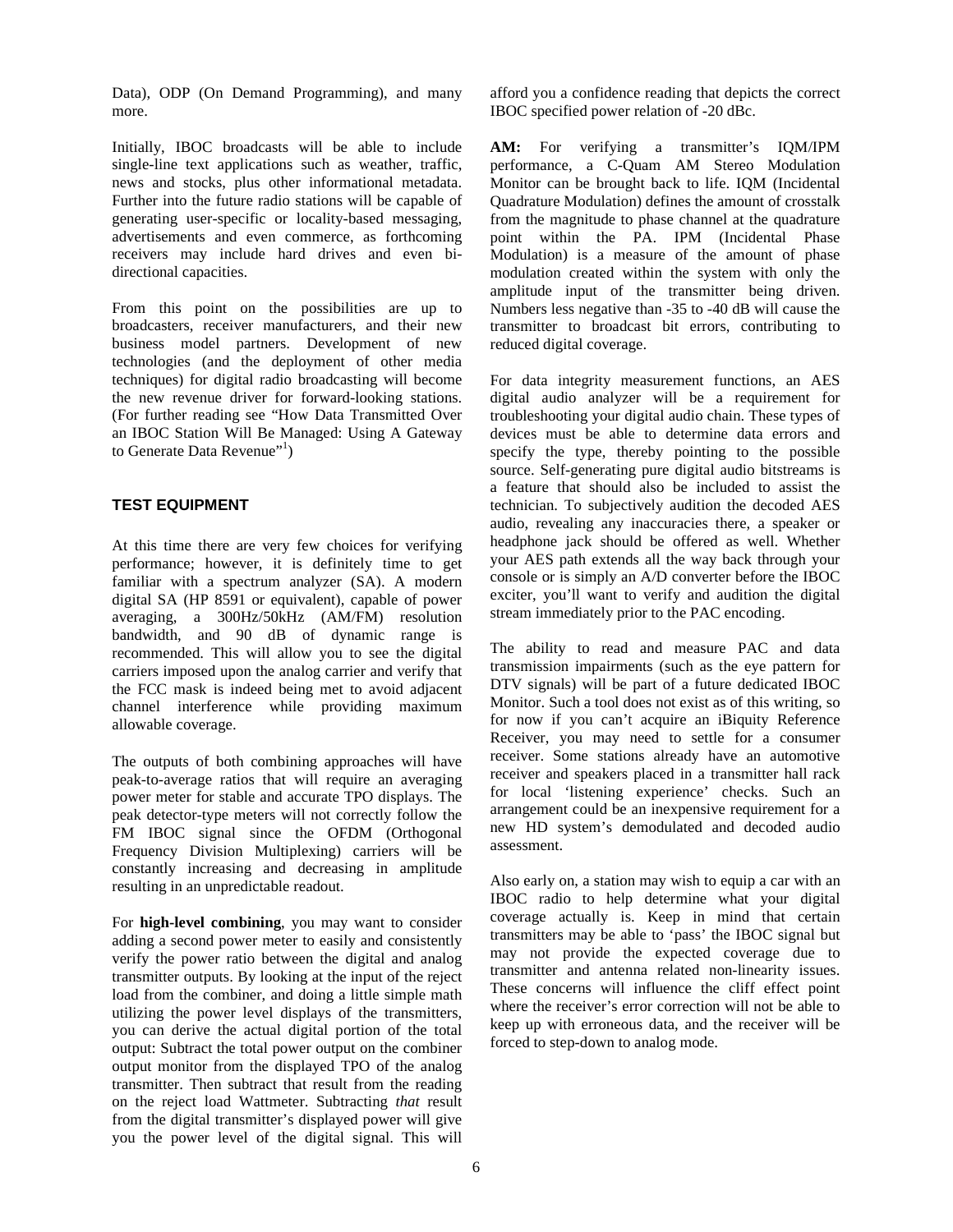Data), ODP (On Demand Programming), and many more.

Initially, IBOC broadcasts will be able to include single-line text applications such as weather, traffic, news and stocks, plus other informational metadata. Further into the future radio stations will be capable of generating user-specific or locality-based messaging, advertisements and even commerce, as forthcoming receivers may include hard drives and even bi-directional capacities.

From this point on the possibilities are up to broadcasters, receiver manufacturers, and their new business model partners. Development of new technologies (and the deployment of other media techniques) for digital radio broadcasting will become the new revenue driver for forward-looking stations. (For further reading see "How Data Transmitted Over an IBOC Station Will Be Managed: Using A Gateway to Generate Data Revenue"[1])

## TEST EQUIPMENT

At this time there are very few choices for verifying performance; however, it is definitely time to get familiar with a spectrum analyzer (SA). A modern digital SA (HP 8591 or equivalent), capable of power averaging, a 300Hz/50kHz (AM/FM) resolution bandwidth, and 90 dB of dynamic range is recommended. This will allow you to see the digital carriers imposed upon the analog carrier and verify that the FCC mask is indeed being met to avoid adjacent channel interference while providing maximum allowable coverage.

The outputs of both combining approaches will have peak-to-average ratios that will require an averaging power meter for stable and accurate TPO displays. The peak detector-type meters will not correctly follow the FM IBOC signal since the OFDM (Orthogonal Frequency Division Multiplexing) carriers will be constantly increasing and decreasing in amplitude resulting in an unpredictable readout.

For **high-level combining**, you may want to consider adding a second power meter to easily and consistently verify the power ratio between the digital and analog transmitter outputs. By looking at the input of the reject load from the combiner, and doing a little simple math utilizing the power level displays of the transmitters, you can derive the actual digital portion of the total output: Subtract the total power output on the combiner output monitor from the displayed TPO of the analog transmitter. Then subtract that result from the reading on the reject load Wattmeter. Subtracting *that* result from the digital transmitter's displayed power will give you the power level of the digital signal. This will afford you a confidence reading that depicts the correct IBOC specified power relation of -20 dBc.

**AM:** For verifying a transmitter's IQM/IPM performance, a C-Quam AM Stereo Modulation Monitor can be brought back to life. IQM (Incidental Quadrature Modulation) defines the amount of crosstalk from the magnitude to phase channel at the quadrature point within the PA. IPM (Incidental Phase Modulation) is a measure of the amount of phase modulation created within the system with only the amplitude input of the transmitter being driven. Numbers less negative than -35 to -40 dB will cause the transmitter to broadcast bit errors, contributing to reduced digital coverage.

For data integrity measurement functions, an AES digital audio analyzer will be a requirement for troubleshooting your digital audio chain. These types of devices must be able to determine data errors and specify the type, thereby pointing to the possible source. Self-generating pure digital audio bitstreams is a feature that should also be included to assist the technician. To subjectively audition the decoded AES audio, revealing any inaccuracies there, a speaker or headphone jack should be offered as well. Whether your AES path extends all the way back through your console or is simply an A/D converter before the IBOC exciter, you'll want to verify and audition the digital stream immediately prior to the PAC encoding.

The ability to read and measure PAC and data transmission impairments (such as the eye pattern for DTV signals) will be part of a future dedicated IBOC Monitor. Such a tool does not exist as of this writing, so for now if you can't acquire an iBiquity Reference Receiver, you may need to settle for a consumer receiver. Some stations already have an automotive receiver and speakers placed in a transmitter hall rack for local 'listening experience' checks. Such an arrangement could be an inexpensive requirement for a new HD system's demodulated and decoded audio assessment.

Also early on, a station may wish to equip a car with an IBOC radio to help determine what your digital coverage actually is. Keep in mind that certain transmitters may be able to 'pass' the IBOC signal but may not provide the expected coverage due to transmitter and antenna related non-linearity issues. These concerns will influence the cliff effect point where the receiver's error correction will not be able to keep up with erroneous data, and the receiver will be forced to step-down to analog mode.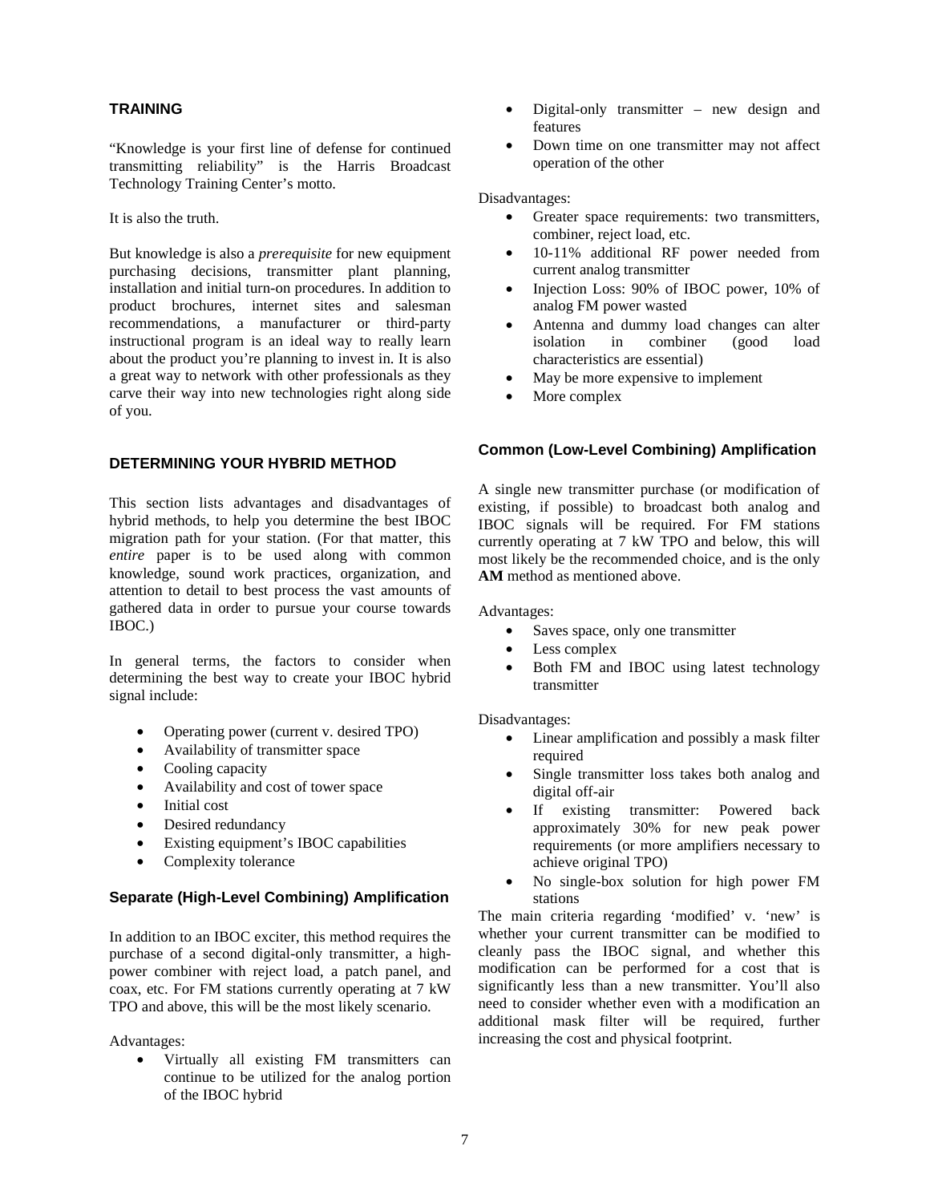## TRAINING

"Knowledge is your first line of defense for continued transmitting reliability" is the Harris Broadcast Technology Training Center's motto.

It is also the truth.

But knowledge is also a *prerequisite* for new equipment purchasing decisions, transmitter plant planning, installation and initial turn-on procedures. In addition to product brochures, internet sites and salesman recommendations, a manufacturer or third-party instructional program is an ideal way to really learn about the product you're planning to invest in. It is also a great way to network with other professionals as they carve their way into new technologies right along side of you.

## DETERMINING YOUR HYBRID METHOD

This section lists advantages and disadvantages of hybrid methods, to help you determine the best IBOC migration path for your station. (For that matter, this *entire* paper is to be used along with common knowledge, sound work practices, organization, and attention to detail to best process the vast amounts of gathered data in order to pursue your course towards IBOC.)

In general terms, the factors to consider when determining the best way to create your IBOC hybrid signal include:

- Operating power (current v. desired TPO)
- Availability of transmitter space
- Cooling capacity
- Availability and cost of tower space
- Initial cost
- Desired redundancy
- Existing equipment's IBOC capabilities
- Complexity tolerance

### Separate (High-Level Combining) Amplification

In addition to an IBOC exciter, this method requires the purchase of a second digital-only transmitter, a high-power combiner with reject load, a patch panel, and coax, etc. For FM stations currently operating at 7 kW TPO and above, this will be the most likely scenario.

Advantages:

- Virtually all existing FM transmitters can continue to be utilized for the analog portion of the IBOC hybrid
- Digital-only transmitter – new design and features
- Down time on one transmitter may not affect operation of the other

Disadvantages:

- Greater space requirements: two transmitters, combiner, reject load, etc.
- 10-11% additional RF power needed from current analog transmitter
- Injection Loss: 90% of IBOC power, 10% of analog FM power wasted
- Antenna and dummy load changes can alter isolation in combiner (good load characteristics are essential)
- May be more expensive to implement
- More complex

### Common (Low-Level Combining) Amplification

A single new transmitter purchase (or modification of existing, if possible) to broadcast both analog and IBOC signals will be required. For FM stations currently operating at 7 kW TPO and below, this will most likely be the recommended choice, and is the only **AM** method as mentioned above.

Advantages:

- Saves space, only one transmitter
- Less complex
- Both FM and IBOC using latest technology transmitter

Disadvantages:

- Linear amplification and possibly a mask filter required
- Single transmitter loss takes both analog and digital off-air
- If existing transmitter: Powered back approximately 30% for new peak power requirements (or more amplifiers necessary to achieve original TPO)
- No single-box solution for high power FM stations

The main criteria regarding 'modified' v. 'new' is whether your current transmitter can be modified to cleanly pass the IBOC signal, and whether this modification can be performed for a cost that is significantly less than a new transmitter. You'll also need to consider whether even with a modification an additional mask filter will be required, further increasing the cost and physical footprint.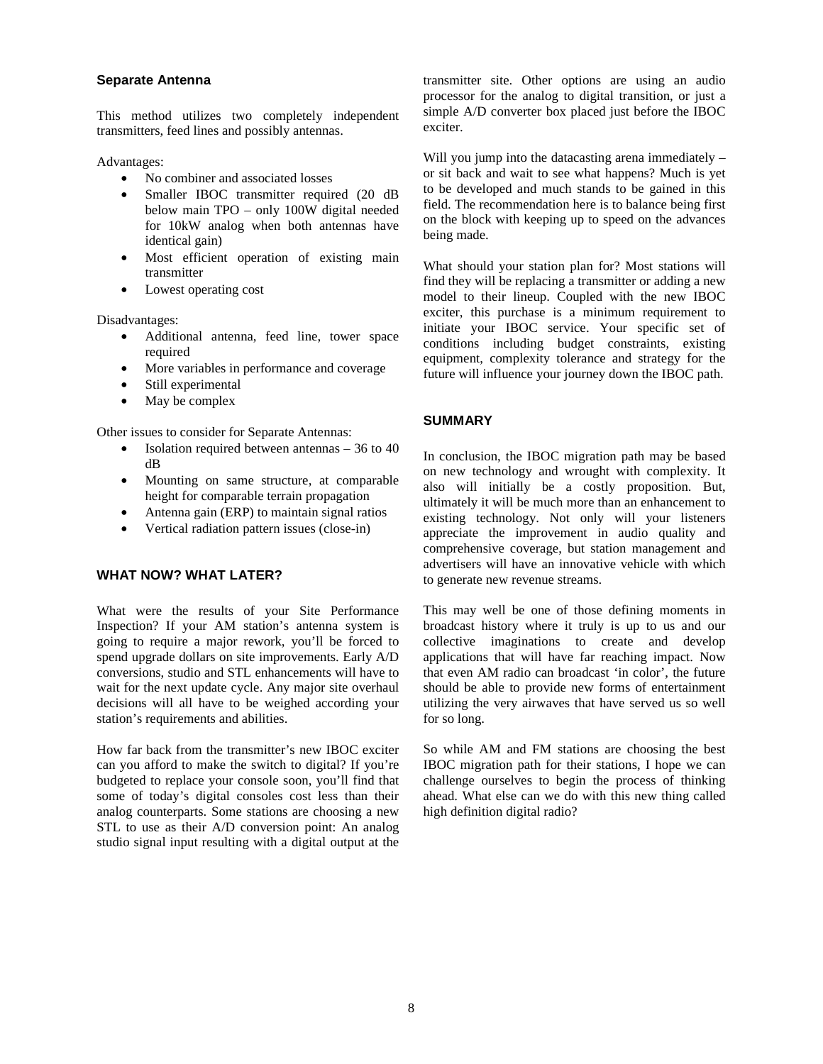### Separate Antenna

This method utilizes two completely independent transmitters, feed lines and possibly antennas.

Advantages:

- No combiner and associated losses
- Smaller IBOC transmitter required (20 dB below main TPO – only 100W digital needed for 10kW analog when both antennas have identical gain)
- Most efficient operation of existing main transmitter
- Lowest operating cost

Disadvantages:

- Additional antenna, feed line, tower space required
- More variables in performance and coverage
- Still experimental
- May be complex

Other issues to consider for Separate Antennas:

- Isolation required between antennas – 36 to 40 dB
- Mounting on same structure, at comparable height for comparable terrain propagation
- Antenna gain (ERP) to maintain signal ratios
- Vertical radiation pattern issues (close-in)

## WHAT NOW? WHAT LATER?

What were the results of your Site Performance Inspection? If your AM station's antenna system is going to require a major rework, you'll be forced to spend upgrade dollars on site improvements. Early A/D conversions, studio and STL enhancements will have to wait for the next update cycle. Any major site overhaul decisions will all have to be weighed according your station's requirements and abilities.

How far back from the transmitter's new IBOC exciter can you afford to make the switch to digital? If you're budgeted to replace your console soon, you'll find that some of today's digital consoles cost less than their analog counterparts. Some stations are choosing a new STL to use as their A/D conversion point: An analog studio signal input resulting with a digital output at the transmitter site. Other options are using an audio processor for the analog to digital transition, or just a simple A/D converter box placed just before the IBOC exciter.

Will you jump into the datacasting arena immediately – or sit back and wait to see what happens? Much is yet to be developed and much stands to be gained in this field. The recommendation here is to balance being first on the block with keeping up to speed on the advances being made.

What should your station plan for? Most stations will find they will be replacing a transmitter or adding a new model to their lineup. Coupled with the new IBOC exciter, this purchase is a minimum requirement to initiate your IBOC service. Your specific set of conditions including budget constraints, existing equipment, complexity tolerance and strategy for the future will influence your journey down the IBOC path.

## SUMMARY

In conclusion, the IBOC migration path may be based on new technology and wrought with complexity. It also will initially be a costly proposition. But, ultimately it will be much more than an enhancement to existing technology. Not only will your listeners appreciate the improvement in audio quality and comprehensive coverage, but station management and advertisers will have an innovative vehicle with which to generate new revenue streams.

This may well be one of those defining moments in broadcast history where it truly is up to us and our collective imaginations to create and develop applications that will have far reaching impact. Now that even AM radio can broadcast 'in color', the future should be able to provide new forms of entertainment utilizing the very airwaves that have served us so well for so long.

So while AM and FM stations are choosing the best IBOC migration path for their stations, I hope we can challenge ourselves to begin the process of thinking ahead. What else can we do with this new thing called high definition digital radio?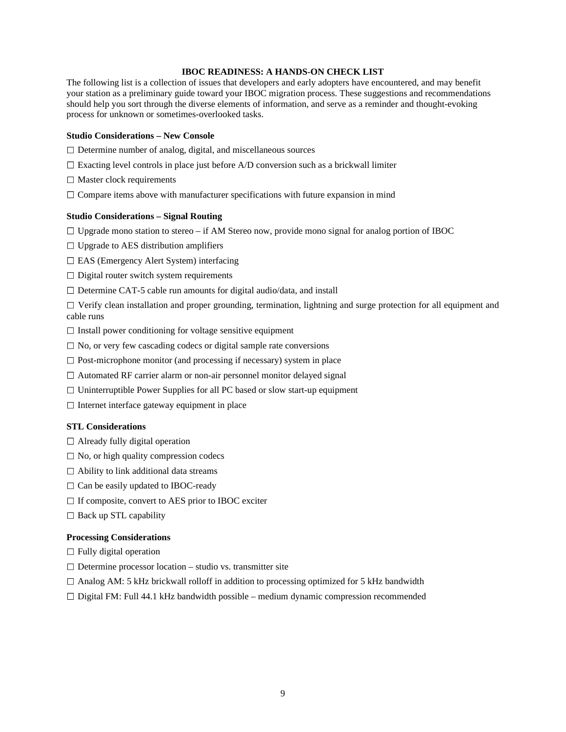## IBOC READINESS: A HANDS-ON CHECK LIST

The following list is a collection of issues that developers and early adopters have encountered, and may benefit your station as a preliminary guide toward your IBOC migration process. These suggestions and recommendations should help you sort through the diverse elements of information, and serve as a reminder and thought-evoking process for unknown or sometimes-overlooked tasks.

**Studio Considerations – New Console**

- ☐ Determine number of analog, digital, and miscellaneous sources
- ☐ Exacting level controls in place just before A/D conversion such as a brickwall limiter
- ☐ Master clock requirements
- ☐ Compare items above with manufacturer specifications with future expansion in mind

**Studio Considerations – Signal Routing**

- ☐ Upgrade mono station to stereo – if AM Stereo now, provide mono signal for analog portion of IBOC
- ☐ Upgrade to AES distribution amplifiers
- ☐ EAS (Emergency Alert System) interfacing
- ☐ Digital router switch system requirements
- ☐ Determine CAT-5 cable run amounts for digital audio/data, and install
- ☐ Verify clean installation and proper grounding, termination, lightning and surge protection for all equipment and cable runs
- ☐ Install power conditioning for voltage sensitive equipment
- ☐ No, or very few cascading codecs or digital sample rate conversions
- ☐ Post-microphone monitor (and processing if necessary) system in place
- ☐ Automated RF carrier alarm or non-air personnel monitor delayed signal
- ☐ Uninterruptible Power Supplies for all PC based or slow start-up equipment
- ☐ Internet interface gateway equipment in place

**STL Considerations**

- ☐ Already fully digital operation
- ☐ No, or high quality compression codecs
- ☐ Ability to link additional data streams
- ☐ Can be easily updated to IBOC-ready
- ☐ If composite, convert to AES prior to IBOC exciter
- ☐ Back up STL capability

**Processing Considerations**

- ☐ Fully digital operation
- ☐ Determine processor location – studio vs. transmitter site
- ☐ Analog AM: 5 kHz brickwall rolloff in addition to processing optimized for 5 kHz bandwidth
- ☐ Digital FM: Full 44.1 kHz bandwidth possible – medium dynamic compression recommended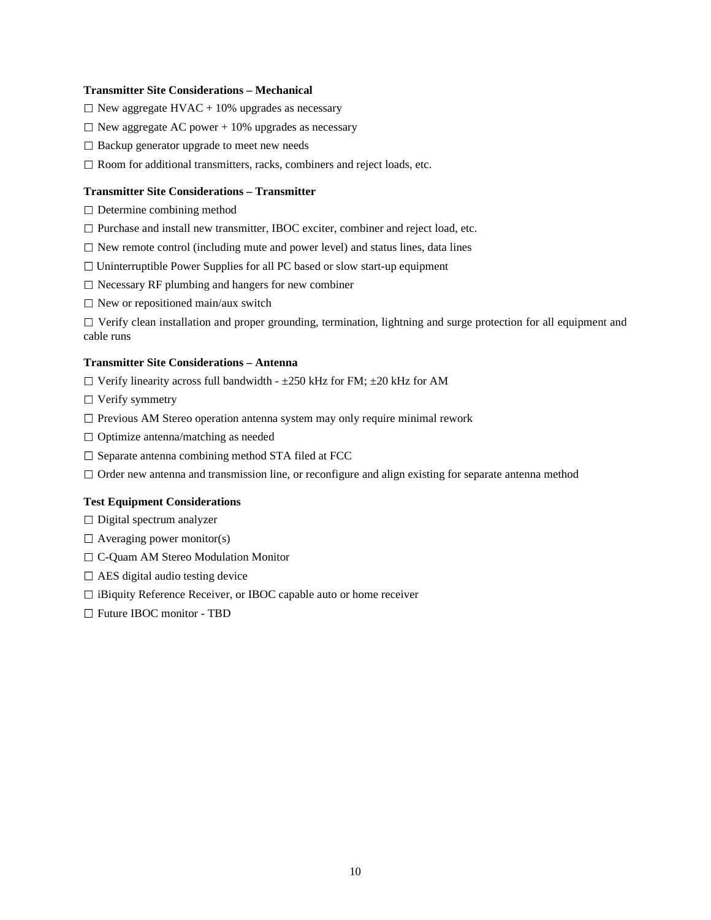**Transmitter Site Considerations – Mechanical**

☐ New aggregate HVAC + 10% upgrades as necessary

☐ New aggregate AC power + 10% upgrades as necessary

☐ Backup generator upgrade to meet new needs

☐ Room for additional transmitters, racks, combiners and reject loads, etc.

**Transmitter Site Considerations – Transmitter**

☐ Determine combining method

☐ Purchase and install new transmitter, IBOC exciter, combiner and reject load, etc.

☐ New remote control (including mute and power level) and status lines, data lines

☐ Uninterruptible Power Supplies for all PC based or slow start-up equipment

☐ Necessary RF plumbing and hangers for new combiner

☐ New or repositioned main/aux switch

☐ Verify clean installation and proper grounding, termination, lightning and surge protection for all equipment and cable runs

**Transmitter Site Considerations – Antenna**

☐ Verify linearity across full bandwidth - ±250 kHz for FM; ±20 kHz for AM

☐ Verify symmetry

☐ Previous AM Stereo operation antenna system may only require minimal rework

☐ Optimize antenna/matching as needed

☐ Separate antenna combining method STA filed at FCC

☐ Order new antenna and transmission line, or reconfigure and align existing for separate antenna method

**Test Equipment Considerations**

☐ Digital spectrum analyzer

☐ Averaging power monitor(s)

☐ C-Quam AM Stereo Modulation Monitor

☐ AES digital audio testing device

☐ iBiquity Reference Receiver, or IBOC capable auto or home receiver

☐ Future IBOC monitor - TBD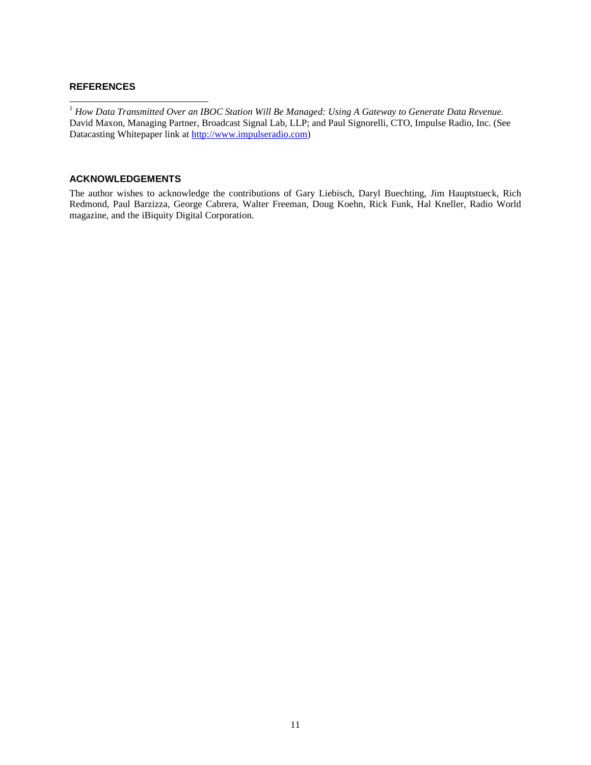## REFERENCES

[1] *How Data Transmitted Over an IBOC Station Will Be Managed: Using A Gateway to Generate Data Revenue.* David Maxon, Managing Partner, Broadcast Signal Lab, LLP; and Paul Signorelli, CTO, Impulse Radio, Inc. (See Datacasting Whitepaper link at http://www.impulseradio.com)

## ACKNOWLEDGEMENTS

The author wishes to acknowledge the contributions of Gary Liebisch, Daryl Buechting, Jim Hauptstueck, Rich Redmond, Paul Barzizza, George Cabrera, Walter Freeman, Doug Koehn, Rick Funk, Hal Kneller, Radio World magazine, and the iBiquity Digital Corporation.